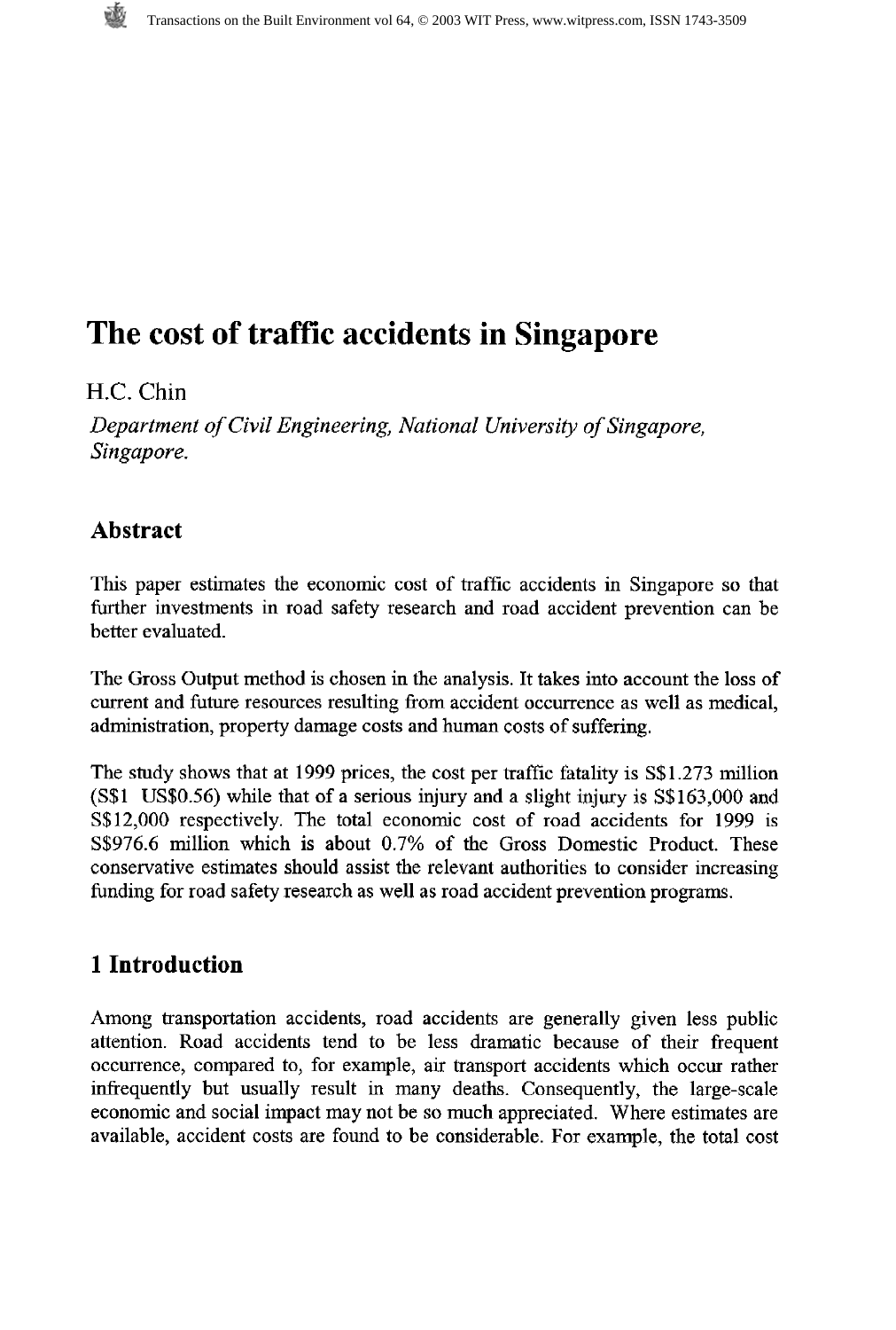# The cost of traffic accidents in Singapore

H.C. Chin

*Department of Civil Engineering, National University of Singapore, Singapore.*

## Abstract

This paper estimates the economic cost of traffic accidents in Singapore so that further investments in road safety research and road accident prevention can be better evaluated.

The Gross Output method is chosen in the analysis. It takes into account the loss of current and future resources resulting from accident occurrence as well as medical, administration, property damage costs and human costs of suffering.

The study shows that at 1999 prices, the cost per traffic fatality is S$1.273 million (S$1 US$0.56) while that of a serious injury and a slight injury is S$163,000 and S$12,000 respectively. The total economic cost of road accidents for 1999 is S$976.6 million which is about 0.7% of the Gross Domestic Product. These conservative estimates should assist the relevant authorities to consider increasing funding for road safety research as well as road accident prevention programs.

## 1 Introduction

Among transportation accidents, road accidents are generally given less public attention. Road accidents tend to be less dramatic because of their frequent occurrence, compared to, for example, air transport accidents which occur rather infrequently but usually result in many deaths. Consequently, the large-scale economic and social impact may not be so much appreciated. Where estimates are available, accident costs are found to be considerable. For example, the total cost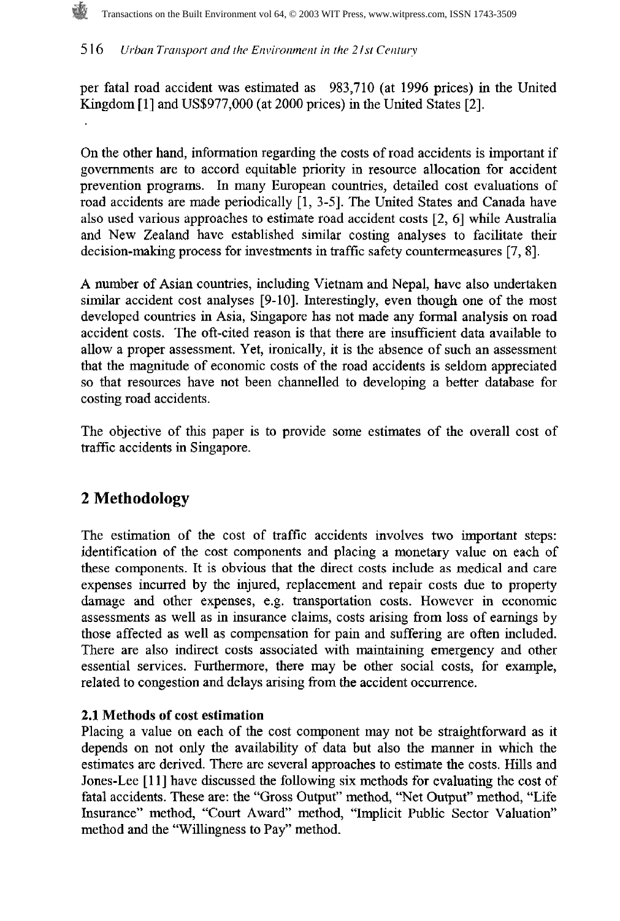per fatal road accident was estimated as 983,710 (at 1996 prices) in the United Kingdom [1] and US$977,000 (at 2000 prices) in the United States [2].

On the other hand, information regarding the costs of road accidents is important if governments are to accord equitable priority in resource allocation for accident prevention programs. In many European countries, detailed cost evaluations of road accidents are made periodically [1, 3-5]. The United States and Canada have also used various approaches to estimate road accident costs [2, 6] while Australia and New Zealand have established similar costing analyses to facilitate their decision-making process for investments in traffic safety countermeasures [7, 8].

A number of Asian countries, including Vietnam and Nepal, have also undertaken similar accident cost analyses [9-10]. Interestingly, even though one of the most developed countries in Asia, Singapore has not made any formal analysis on road accident costs. The oft-cited reason is that there are insufficient data available to allow a proper assessment. Yet, ironically, it is the absence of such an assessment that the magnitude of economic costs of the road accidents is seldom appreciated so that resources have not been channelled to developing a better database for costing road accidents.

The objective of this paper is to provide some estimates of the overall cost of traffic accidents in Singapore.

## 2 Methodology

The estimation of the cost of traffic accidents involves two important steps: identification of the cost components and placing a monetary value on each of these components. It is obvious that the direct costs include as medical and care expenses incurred by the injured, replacement and repair costs due to property damage and other expenses, e.g. transportation costs. However in economic assessments as well as in insurance claims, costs arising from loss of earnings by those affected as well as compensation for pain and suffering are often included. There are also indirect costs associated with maintaining emergency and other essential services. Furthermore, there may be other social costs, for example, related to congestion and delays arising from the accident occurrence.

### 2.1 Methods of cost estimation

Placing a value on each of the cost component may not be straightforward as it depends on not only the availability of data but also the manner in which the estimates are derived. There are several approaches to estimate the costs. Hills and Jones-Lee [11] have discussed the following six methods for evaluating the cost of fatal accidents. These are: the "Gross Output" method, "Net Output" method, "Life Insurance" method, "Court Award" method, "Implicit Public Sector Valuation" method and the "Willingness to Pay" method.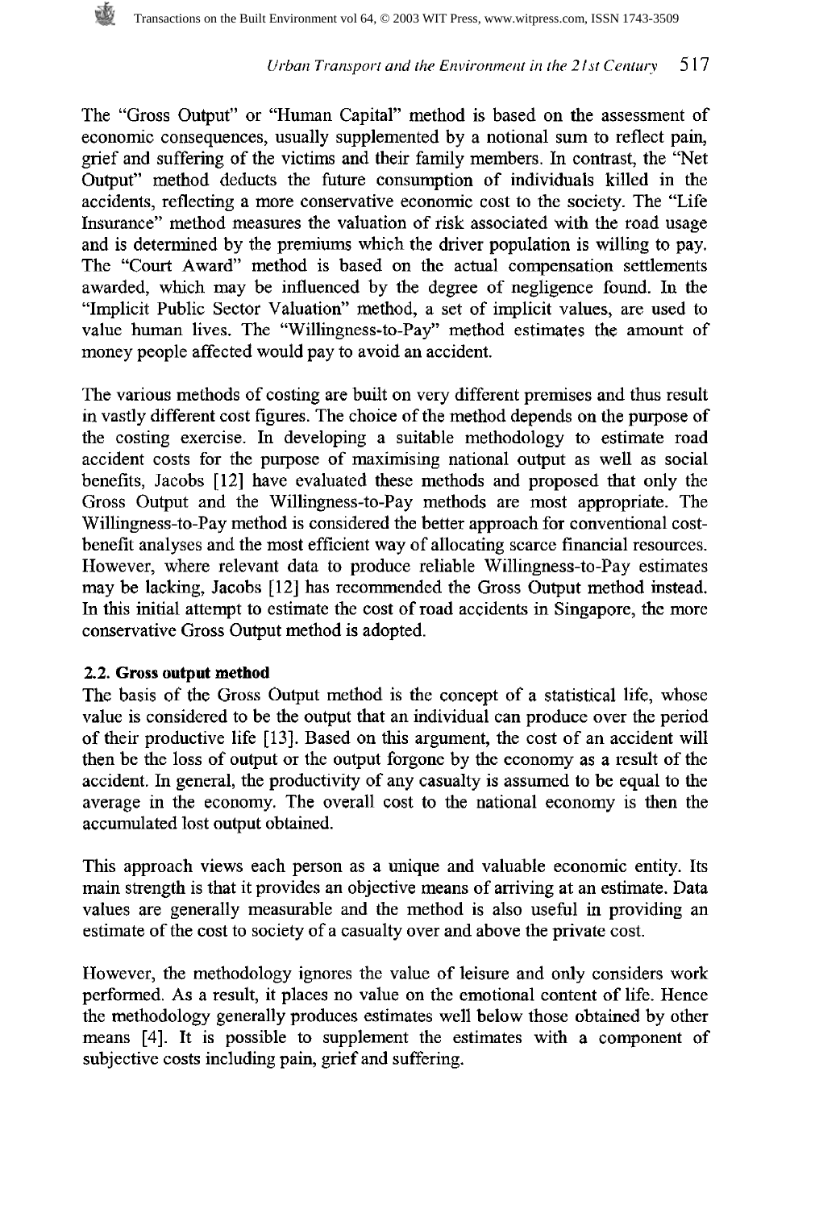The "Gross Output" or "Human Capital" method is based on the assessment of economic consequences, usually supplemented by a notional sum to reflect pain, grief and suffering of the victims and their family members. In contrast, the "Net Output" method deducts the future consumption of individuals killed in the accidents, reflecting a more conservative economic cost to the society. The "Life Insurance" method measures the valuation of risk associated with the road usage and is determined by the premiums which the driver population is willing to pay. The "Court Award" method is based on the actual compensation settlements awarded, which may be influenced by the degree of negligence found. In the "Implicit Public Sector Valuation" method, a set of implicit values, are used to value human lives. The "Willingness-to-Pay" method estimates the amount of money people affected would pay to avoid an accident.

The various methods of costing are built on very different premises and thus result in vastly different cost figures. The choice of the method depends on the purpose of the costing exercise. In developing a suitable methodology to estimate road accident costs for the purpose of maximising national output as well as social benefits, Jacobs [12] have evaluated these methods and proposed that only the Gross Output and the Willingness-to-Pay methods are most appropriate. The Willingness-to-Pay method is considered the better approach for conventional cost-benefit analyses and the most efficient way of allocating scarce financial resources. However, where relevant data to produce reliable Willingness-to-Pay estimates may be lacking, Jacobs [12] has recommended the Gross Output method instead. In this initial attempt to estimate the cost of road accidents in Singapore, the more conservative Gross Output method is adopted.

### 2.2. Gross output method

The basis of the Gross Output method is the concept of a statistical life, whose value is considered to be the output that an individual can produce over the period of their productive life [13]. Based on this argument, the cost of an accident will then be the loss of output or the output forgone by the economy as a result of the accident. In general, the productivity of any casualty is assumed to be equal to the average in the economy. The overall cost to the national economy is then the accumulated lost output obtained.

This approach views each person as a unique and valuable economic entity. Its main strength is that it provides an objective means of arriving at an estimate. Data values are generally measurable and the method is also useful in providing an estimate of the cost to society of a casualty over and above the private cost.

However, the methodology ignores the value of leisure and only considers work performed. As a result, it places no value on the emotional content of life. Hence the methodology generally produces estimates well below those obtained by other means [4]. It is possible to supplement the estimates with a component of subjective costs including pain, grief and suffering.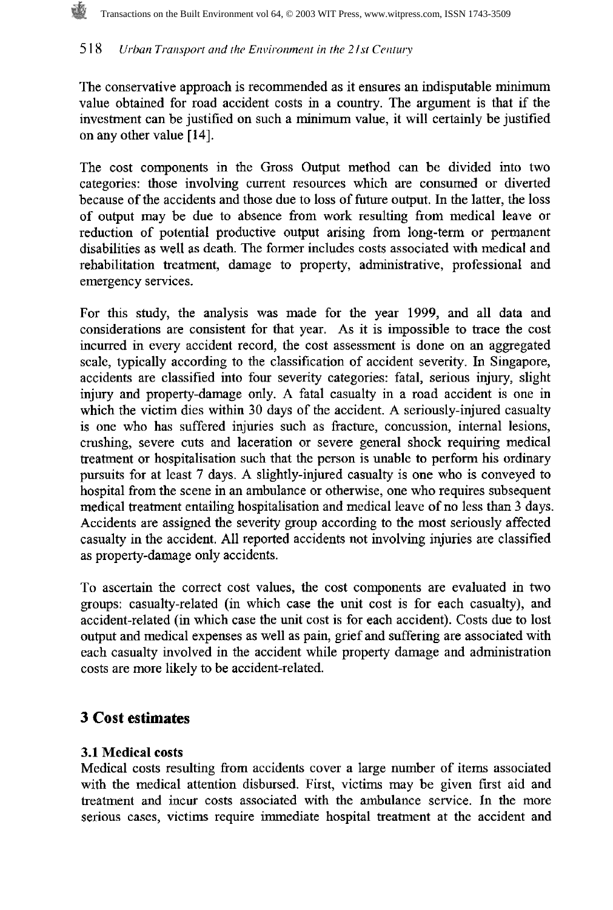The conservative approach is recommended as it ensures an indisputable minimum value obtained for road accident costs in a country. The argument is that if the investment can be justified on such a minimum value, it will certainly be justified on any other value [14].

The cost components in the Gross Output method can be divided into two categories: those involving current resources which are consumed or diverted because of the accidents and those due to loss of future output. In the latter, the loss of output may be due to absence from work resulting from medical leave or reduction of potential productive output arising from long-term or permanent disabilities as well as death. The former includes costs associated with medical and rehabilitation treatment, damage to property, administrative, professional and emergency services.

For this study, the analysis was made for the year 1999, and all data and considerations are consistent for that year. As it is impossible to trace the cost incurred in every accident record, the cost assessment is done on an aggregated scale, typically according to the classification of accident severity. In Singapore, accidents are classified into four severity categories: fatal, serious injury, slight injury and property-damage only. A fatal casualty in a road accident is one in which the victim dies within 30 days of the accident. A seriously-injured casualty is one who has suffered injuries such as fracture, concussion, internal lesions, crushing, severe cuts and laceration or severe general shock requiring medical treatment or hospitalisation such that the person is unable to perform his ordinary pursuits for at least 7 days. A slightly-injured casualty is one who is conveyed to hospital from the scene in an ambulance or otherwise, one who requires subsequent medical treatment entailing hospitalisation and medical leave of no less than 3 days. Accidents are assigned the severity group according to the most seriously affected casualty in the accident. All reported accidents not involving injuries are classified as property-damage only accidents.

To ascertain the correct cost values, the cost components are evaluated in two groups: casualty-related (in which case the unit cost is for each casualty), and accident-related (in which case the unit cost is for each accident). Costs due to lost output and medical expenses as well as pain, grief and suffering are associated with each casualty involved in the accident while property damage and administration costs are more likely to be accident-related.

## 3 Cost estimates

### 3.1 Medical costs

Medical costs resulting from accidents cover a large number of items associated with the medical attention disbursed. First, victims may be given first aid and treatment and incur costs associated with the ambulance service. In the more serious cases, victims require immediate hospital treatment at the accident and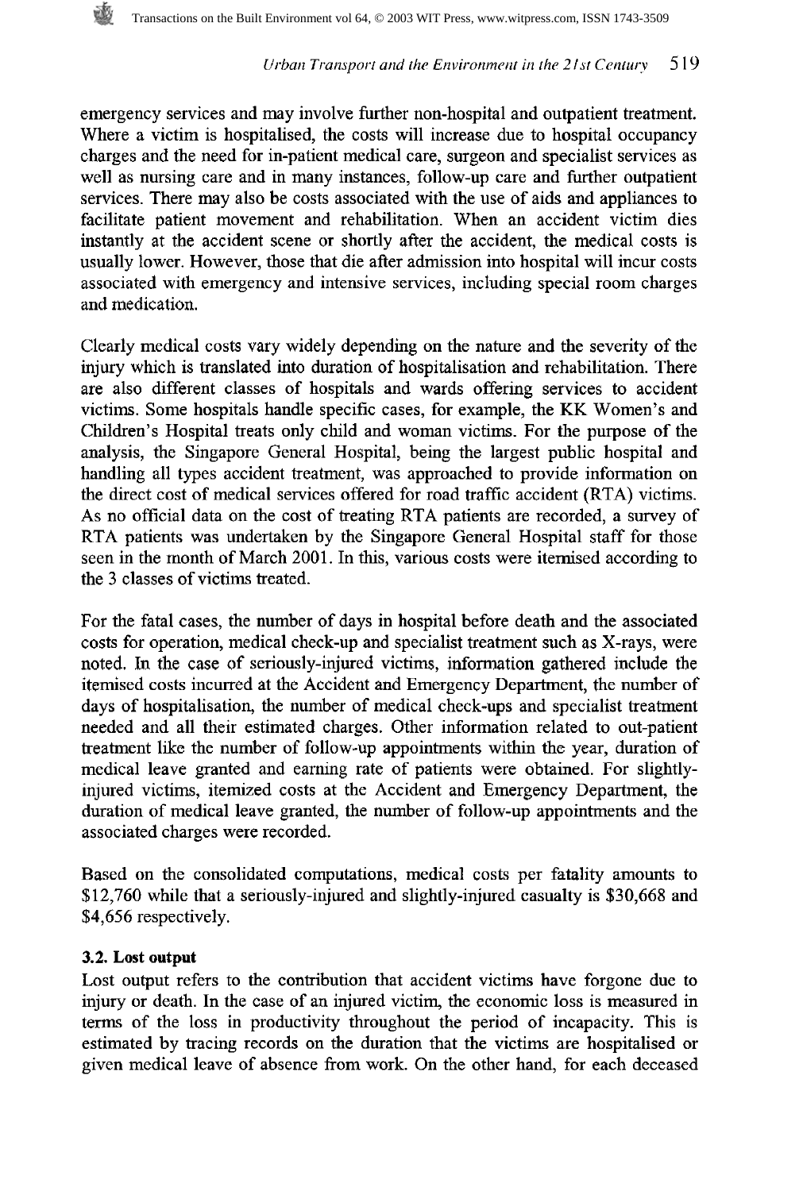emergency services and may involve further non-hospital and outpatient treatment. Where a victim is hospitalised, the costs will increase due to hospital occupancy charges and the need for in-patient medical care, surgeon and specialist services as well as nursing care and in many instances, follow-up care and further outpatient services. There may also be costs associated with the use of aids and appliances to facilitate patient movement and rehabilitation. When an accident victim dies instantly at the accident scene or shortly after the accident, the medical costs is usually lower. However, those that die after admission into hospital will incur costs associated with emergency and intensive services, including special room charges and medication.

Clearly medical costs vary widely depending on the nature and the severity of the injury which is translated into duration of hospitalisation and rehabilitation. There are also different classes of hospitals and wards offering services to accident victims. Some hospitals handle specific cases, for example, the KK Women's and Children's Hospital treats only child and woman victims. For the purpose of the analysis, the Singapore General Hospital, being the largest public hospital and handling all types accident treatment, was approached to provide information on the direct cost of medical services offered for road traffic accident (RTA) victims. As no official data on the cost of treating RTA patients are recorded, a survey of RTA patients was undertaken by the Singapore General Hospital staff for those seen in the month of March 2001. In this, various costs were itemised according to the 3 classes of victims treated.

For the fatal cases, the number of days in hospital before death and the associated costs for operation, medical check-up and specialist treatment such as X-rays, were noted. In the case of seriously-injured victims, information gathered include the itemised costs incurred at the Accident and Emergency Department, the number of days of hospitalisation, the number of medical check-ups and specialist treatment needed and all their estimated charges. Other information related to out-patient treatment like the number of follow-up appointments within the year, duration of medical leave granted and earning rate of patients were obtained. For slightly-injured victims, itemized costs at the Accident and Emergency Department, the duration of medical leave granted, the number of follow-up appointments and the associated charges were recorded.

Based on the consolidated computations, medical costs per fatality amounts to $12,760 while that a seriously-injured and slightly-injured casualty is $30,668 and $4,656 respectively.

### 3.2. Lost output

Lost output refers to the contribution that accident victims have forgone due to injury or death. In the case of an injured victim, the economic loss is measured in terms of the loss in productivity throughout the period of incapacity. This is estimated by tracing records on the duration that the victims are hospitalised or given medical leave of absence from work. On the other hand, for each deceased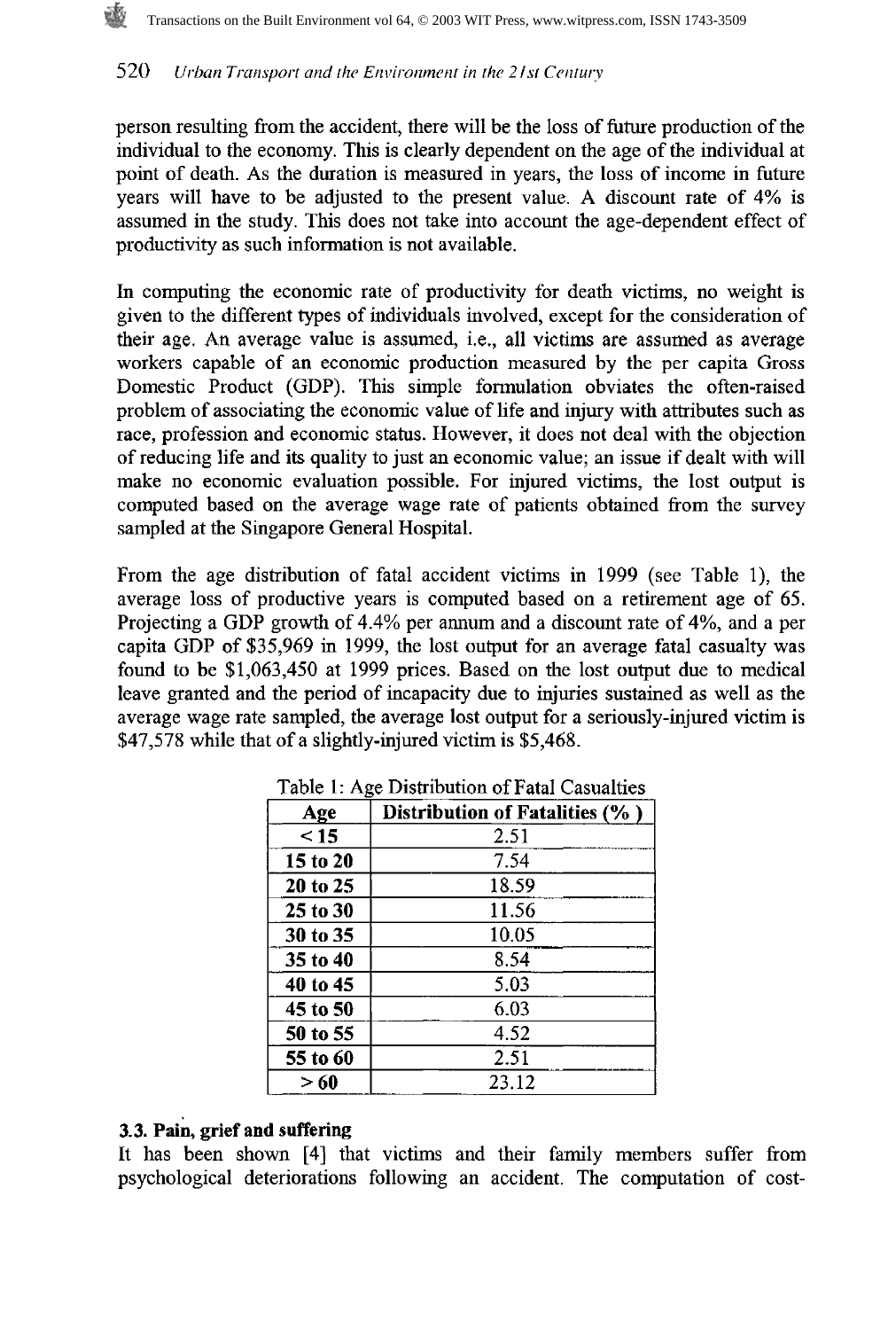person resulting from the accident, there will be the loss of future production of the individual to the economy. This is clearly dependent on the age of the individual at point of death. As the duration is measured in years, the loss of income in future years will have to be adjusted to the present value. A discount rate of 4% is assumed in the study. This does not take into account the age-dependent effect of productivity as such information is not available.

In computing the economic rate of productivity for death victims, no weight is given to the different types of individuals involved, except for the consideration of their age. An average value is assumed, i.e., all victims are assumed as average workers capable of an economic production measured by the per capita Gross Domestic Product (GDP). This simple formulation obviates the often-raised problem of associating the economic value of life and injury with attributes such as race, profession and economic status. However, it does not deal with the objection of reducing life and its quality to just an economic value; an issue if dealt with will make no economic evaluation possible. For injured victims, the lost output is computed based on the average wage rate of patients obtained from the survey sampled at the Singapore General Hospital.

From the age distribution of fatal accident victims in 1999 (see Table 1), the average loss of productive years is computed based on a retirement age of 65. Projecting a GDP growth of 4.4% per annum and a discount rate of 4%, and a per capita GDP of $35,969 in 1999, the lost output for an average fatal casualty was found to be $1,063,450 at 1999 prices. Based on the lost output due to medical leave granted and the period of incapacity due to injuries sustained as well as the average wage rate sampled, the average lost output for a seriously-injured victim is $47,578 while that of a slightly-injured victim is $5,468.

Table 1: Age Distribution of Fatal Casualties

| Age | Distribution of Fatalities (% ) |
|---|---|
| < 15 | 2.51 |
| 15 to 20 | 7.54 |
| 20 to 25 | 18.59 |
| 25 to 30 | 11.56 |
| 30 to 35 | 10.05 |
| 35 to 40 | 8.54 |
| 40 to 45 | 5.03 |
| 45 to 50 | 6.03 |
| 50 to 55 | 4.52 |
| 55 to 60 | 2.51 |
| > 60 | 23.12 |

### 3.3. Pain, grief and suffering

It has been shown [4] that victims and their family members suffer from psychological deteriorations following an accident. The computation of cost-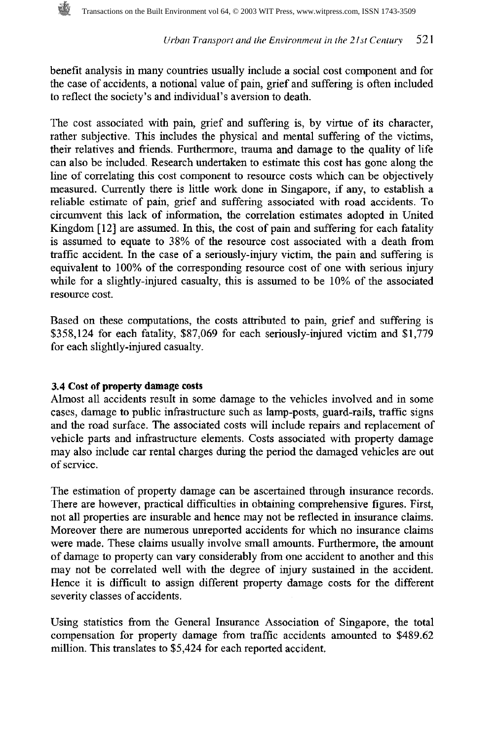benefit analysis in many countries usually include a social cost component and for the case of accidents, a notional value of pain, grief and suffering is often included to reflect the society's and individual's aversion to death.

The cost associated with pain, grief and suffering is, by virtue of its character, rather subjective. This includes the physical and mental suffering of the victims, their relatives and friends. Furthermore, trauma and damage to the quality of life can also be included. Research undertaken to estimate this cost has gone along the line of correlating this cost component to resource costs which can be objectively measured. Currently there is little work done in Singapore, if any, to establish a reliable estimate of pain, grief and suffering associated with road accidents. To circumvent this lack of information, the correlation estimates adopted in United Kingdom [12] are assumed. In this, the cost of pain and suffering for each fatality is assumed to equate to 38% of the resource cost associated with a death from traffic accident. In the case of a seriously-injury victim, the pain and suffering is equivalent to 100% of the corresponding resource cost of one with serious injury while for a slightly-injured casualty, this is assumed to be 10% of the associated resource cost.

Based on these computations, the costs attributed to pain, grief and suffering is $358,124 for each fatality, $87,069 for each seriously-injured victim and $1,779 for each slightly-injured casualty.

### 3.4 Cost of property damage costs

Almost all accidents result in some damage to the vehicles involved and in some cases, damage to public infrastructure such as lamp-posts, guard-rails, traffic signs and the road surface. The associated costs will include repairs and replacement of vehicle parts and infrastructure elements. Costs associated with property damage may also include car rental charges during the period the damaged vehicles are out of service.

The estimation of property damage can be ascertained through insurance records. There are however, practical difficulties in obtaining comprehensive figures. First, not all properties are insurable and hence may not be reflected in insurance claims. Moreover there are numerous unreported accidents for which no insurance claims were made. These claims usually involve small amounts. Furthermore, the amount of damage to property can vary considerably from one accident to another and this may not be correlated well with the degree of injury sustained in the accident. Hence it is difficult to assign different property damage costs for the different severity classes of accidents.

Using statistics from the General Insurance Association of Singapore, the total compensation for property damage from traffic accidents amounted to $489.62 million. This translates to $5,424 for each reported accident.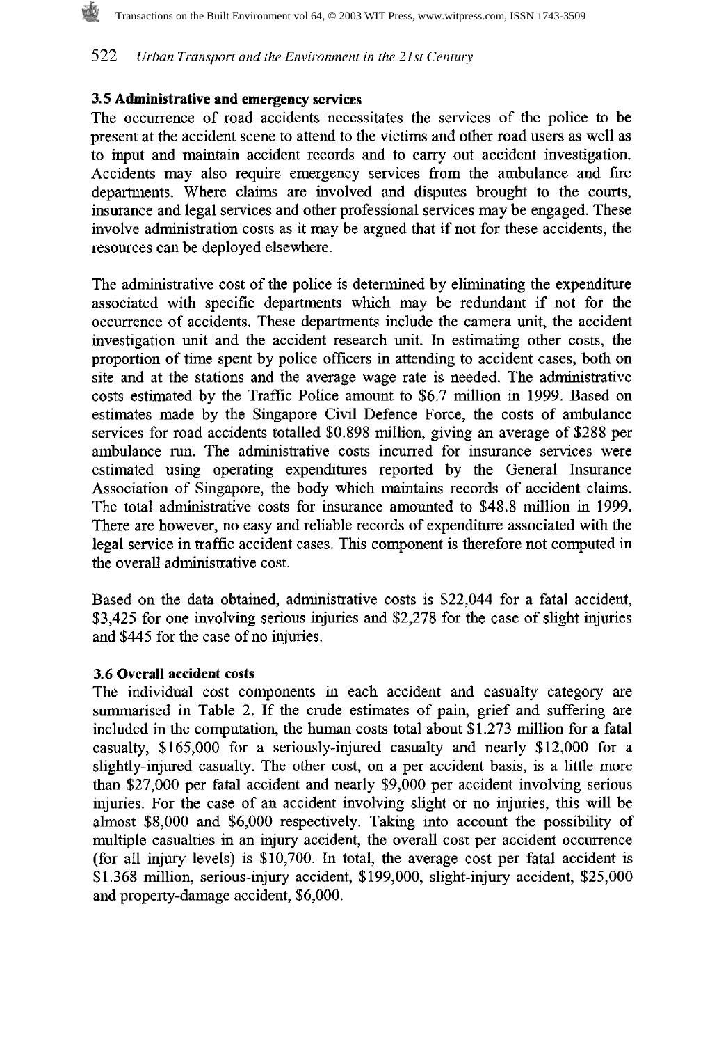### 3.5 Administrative and emergency services

The occurrence of road accidents necessitates the services of the police to be present at the accident scene to attend to the victims and other road users as well as to input and maintain accident records and to carry out accident investigation. Accidents may also require emergency services from the ambulance and fire departments. Where claims are involved and disputes brought to the courts, insurance and legal services and other professional services may be engaged. These involve administration costs as it may be argued that if not for these accidents, the resources can be deployed elsewhere.

The administrative cost of the police is determined by eliminating the expenditure associated with specific departments which may be redundant if not for the occurrence of accidents. These departments include the camera unit, the accident investigation unit and the accident research unit. In estimating other costs, the proportion of time spent by police officers in attending to accident cases, both on site and at the stations and the average wage rate is needed. The administrative costs estimated by the Traffic Police amount to $6.7 million in 1999. Based on estimates made by the Singapore Civil Defence Force, the costs of ambulance services for road accidents totalled $0.898 million, giving an average of $288 per ambulance run. The administrative costs incurred for insurance services were estimated using operating expenditures reported by the General Insurance Association of Singapore, the body which maintains records of accident claims. The total administrative costs for insurance amounted to $48.8 million in 1999. There are however, no easy and reliable records of expenditure associated with the legal service in traffic accident cases. This component is therefore not computed in the overall administrative cost.

Based on the data obtained, administrative costs is $22,044 for a fatal accident, $3,425 for one involving serious injuries and $2,278 for the case of slight injuries and $445 for the case of no injuries.

### 3.6 Overall accident costs

The individual cost components in each accident and casualty category are summarised in Table 2. If the crude estimates of pain, grief and suffering are included in the computation, the human costs total about $1.273 million for a fatal casualty, $165,000 for a seriously-injured casualty and nearly $12,000 for a slightly-injured casualty. The other cost, on a per accident basis, is a little more than $27,000 per fatal accident and nearly $9,000 per accident involving serious injuries. For the case of an accident involving slight or no injuries, this will be almost $8,000 and $6,000 respectively. Taking into account the possibility of multiple casualties in an injury accident, the overall cost per accident occurrence (for all injury levels) is $10,700. In total, the average cost per fatal accident is $1.368 million, serious-injury accident, $199,000, slight-injury accident, $25,000 and property-damage accident, $6,000.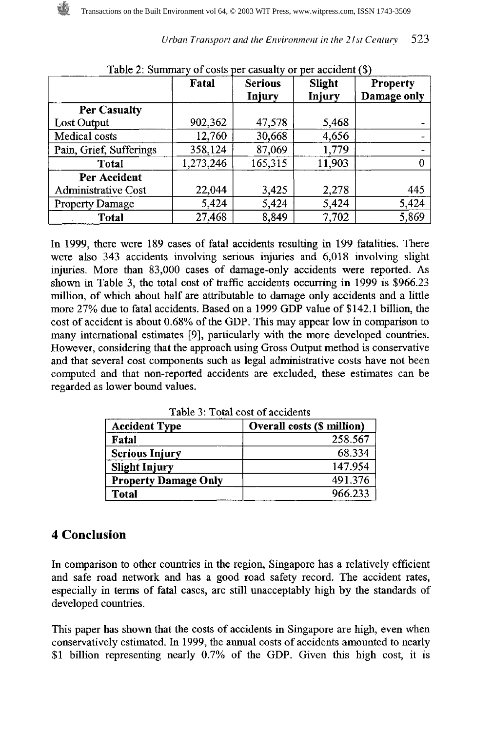Table 2: Summary of costs per casualty or per accident ($)

| | Fatal | Serious Injury | Slight Injury | Property Damage only |
|---|---|---|---|---|
| **Per Casualty** | | | | |
| Lost Output | 902,362 | 47,578 | 5,468 | - |
| Medical costs | 12,760 | 30,668 | 4,656 | - |
| Pain, Grief, Sufferings | 358,124 | 87,069 | 1,779 | - |
| **Total** | 1,273,246 | 165,315 | 11,903 | 0 |
| **Per Accident** | | | | |
| Administrative Cost | 22,044 | 3,425 | 2,278 | 445 |
| Property Damage | 5,424 | 5,424 | 5,424 | 5,424 |
| **Total** | 27,468 | 8,849 | 7,702 | 5,869 |

In 1999, there were 189 cases of fatal accidents resulting in 199 fatalities. There were also 343 accidents involving serious injuries and 6,018 involving slight injuries. More than 83,000 cases of damage-only accidents were reported. As shown in Table 3, the total cost of traffic accidents occurring in 1999 is $966.23 million, of which about half are attributable to damage only accidents and a little more 27% due to fatal accidents. Based on a 1999 GDP value of $142.1 billion, the cost of accident is about 0.68% of the GDP. This may appear low in comparison to many international estimates [9], particularly with the more developed countries. However, considering that the approach using Gross Output method is conservative and that several cost components such as legal administrative costs have not been computed and that non-reported accidents are excluded, these estimates can be regarded as lower bound values.

Table 3: Total cost of accidents

| Accident Type | Overall costs ($ million) |
|---|---|
| **Fatal** | 258.567 |
| **Serious Injury** | 68.334 |
| **Slight Injury** | 147.954 |
| **Property Damage Only** | 491.376 |
| **Total** | 966.233 |

## 4 Conclusion

In comparison to other countries in the region, Singapore has a relatively efficient and safe road network and has a good road safety record. The accident rates, especially in terms of fatal cases, are still unacceptably high by the standards of developed countries.

This paper has shown that the costs of accidents in Singapore are high, even when conservatively estimated. In 1999, the annual costs of accidents amounted to nearly $1 billion representing nearly 0.7% of the GDP. Given this high cost, it is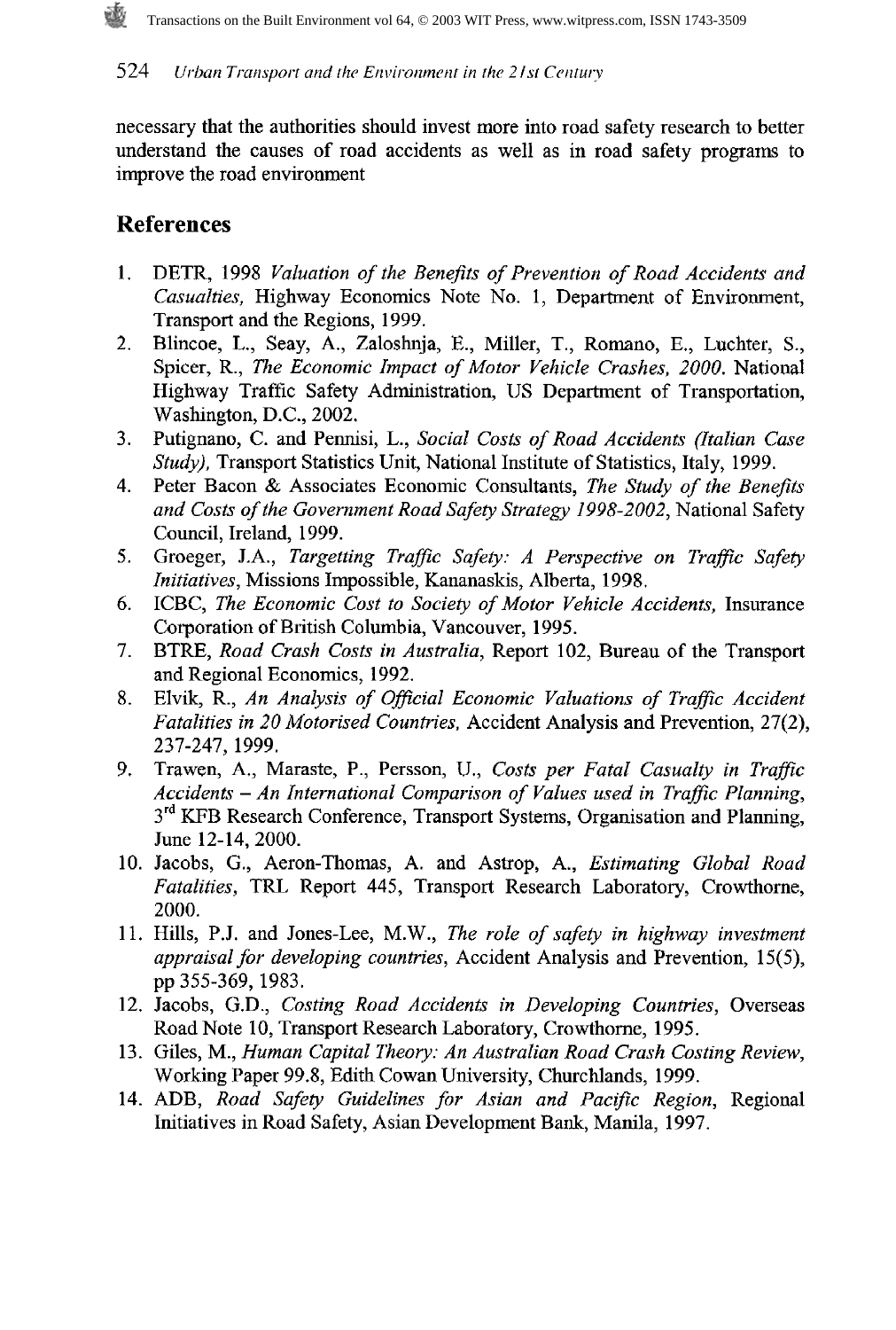necessary that the authorities should invest more into road safety research to better understand the causes of road accidents as well as in road safety programs to improve the road environment

## References

1. DETR, 1998 *Valuation of the Benefits of Prevention of Road Accidents and Casualties,* Highway Economics Note No. 1, Department of Environment, Transport and the Regions, 1999.
2. Blincoe, L., Seay, A., Zaloshnja, E., Miller, T., Romano, E., Luchter, S., Spicer, R., *The Economic Impact of Motor Vehicle Crashes, 2000.* National Highway Traffic Safety Administration, US Department of Transportation, Washington, D.C., 2002.
3. Putignano, C. and Pennisi, L., *Social Costs of Road Accidents (Italian Case Study),* Transport Statistics Unit, National Institute of Statistics, Italy, 1999.
4. Peter Bacon & Associates Economic Consultants, *The Study of the Benefits and Costs of the Government Road Safety Strategy 1998-2002*, National Safety Council, Ireland, 1999.
5. Groeger, J.A., *Targetting Traffic Safety: A Perspective on Traffic Safety Initiatives*, Missions Impossible, Kananaskis, Alberta, 1998.
6. ICBC, *The Economic Cost to Society of Motor Vehicle Accidents,* Insurance Corporation of British Columbia, Vancouver, 1995.
7. BTRE, *Road Crash Costs in Australia*, Report 102, Bureau of the Transport and Regional Economics, 1992.
8. Elvik, R., *An Analysis of Official Economic Valuations of Traffic Accident Fatalities in 20 Motorised Countries,* Accident Analysis and Prevention, 27(2), 237-247, 1999.
9. Trawen, A., Maraste, P., Persson, U., *Costs per Fatal Casualty in Traffic Accidents – An International Comparison of Values used in Traffic Planning*, 3rd KFB Research Conference, Transport Systems, Organisation and Planning, June 12-14, 2000.
10. Jacobs, G., Aeron-Thomas, A. and Astrop, A., *Estimating Global Road Fatalities*, TRL Report 445, Transport Research Laboratory, Crowthorne, 2000.
11. Hills, P.J. and Jones-Lee, M.W., *The role of safety in highway investment appraisal for developing countries*, Accident Analysis and Prevention, 15(5), pp 355-369, 1983.
12. Jacobs, G.D., *Costing Road Accidents in Developing Countries*, Overseas Road Note 10, Transport Research Laboratory, Crowthorne, 1995.
13. Giles, M., *Human Capital Theory: An Australian Road Crash Costing Review*, Working Paper 99.8, Edith Cowan University, Churchlands, 1999.
14. ADB, *Road Safety Guidelines for Asian and Pacific Region*, Regional Initiatives in Road Safety, Asian Development Bank, Manila, 1997.